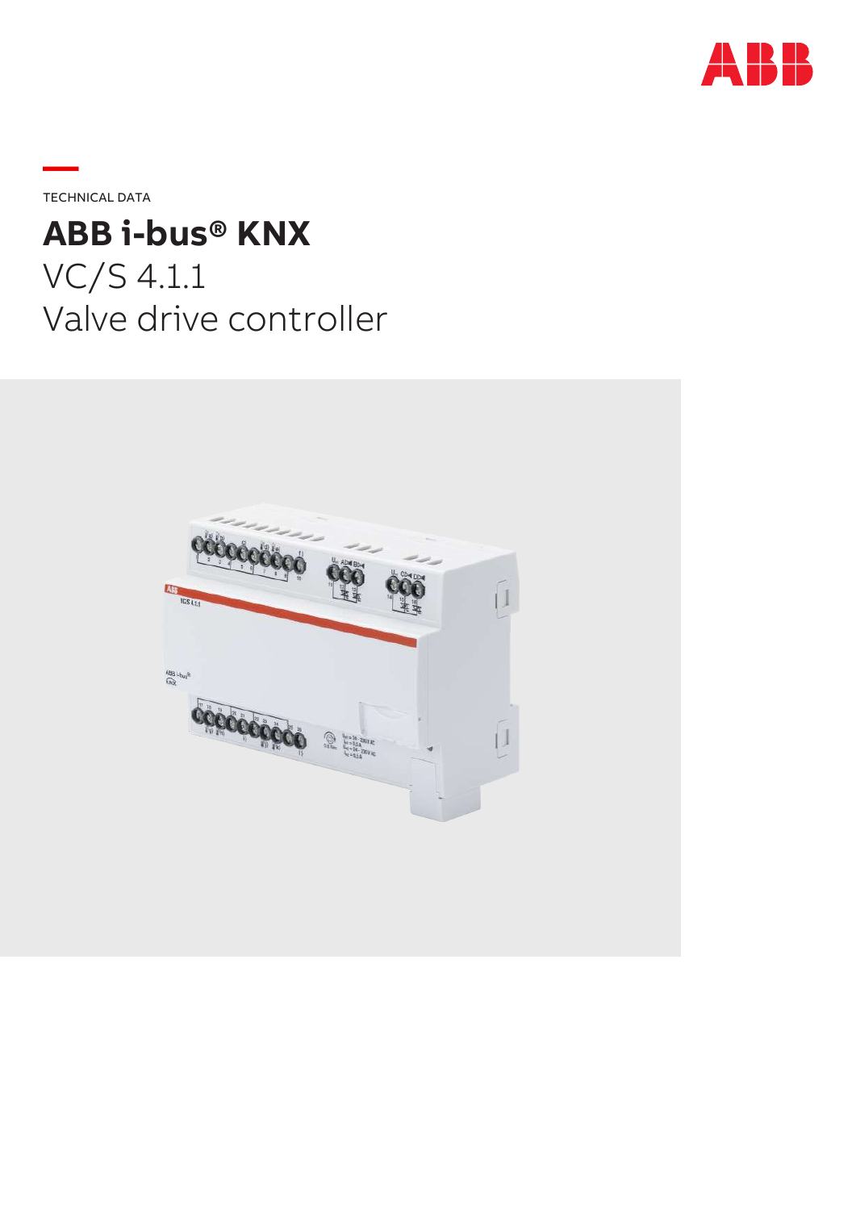TECHNICAL DATA

# ABB i-bus® KNX

VC/S 4.1.1
Valve drive controller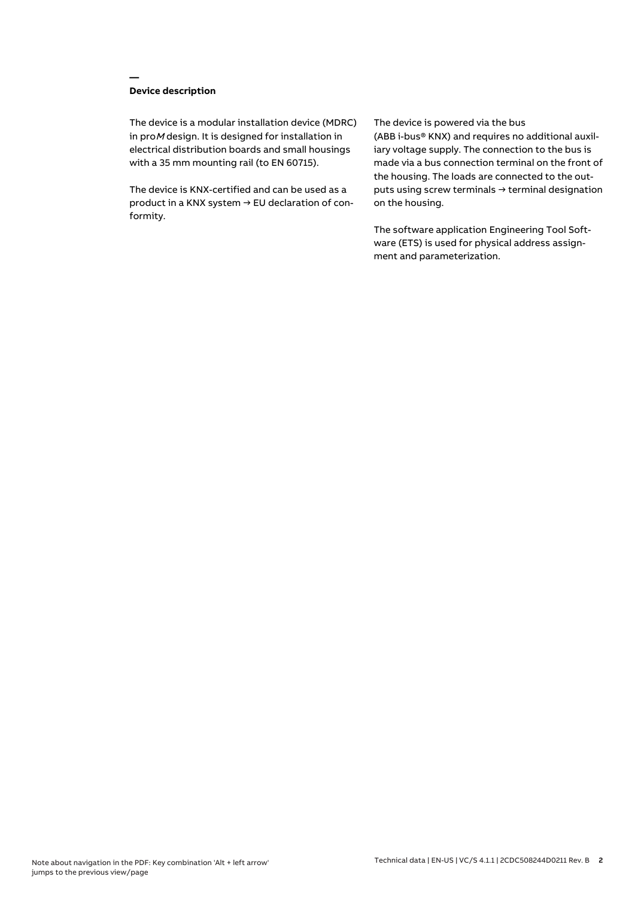## Device description

The device is a modular installation device (MDRC) in pro*M* design. It is designed for installation in electrical distribution boards and small housings with a 35 mm mounting rail (to EN 60715).

The device is KNX-certified and can be used as a product in a KNX system → EU declaration of conformity.

The device is powered via the bus (ABB i-bus® KNX) and requires no additional auxiliary voltage supply. The connection to the bus is made via a bus connection terminal on the front of the housing. The loads are connected to the outputs using screw terminals → terminal designation on the housing.

The software application Engineering Tool Software (ETS) is used for physical address assignment and parameterization.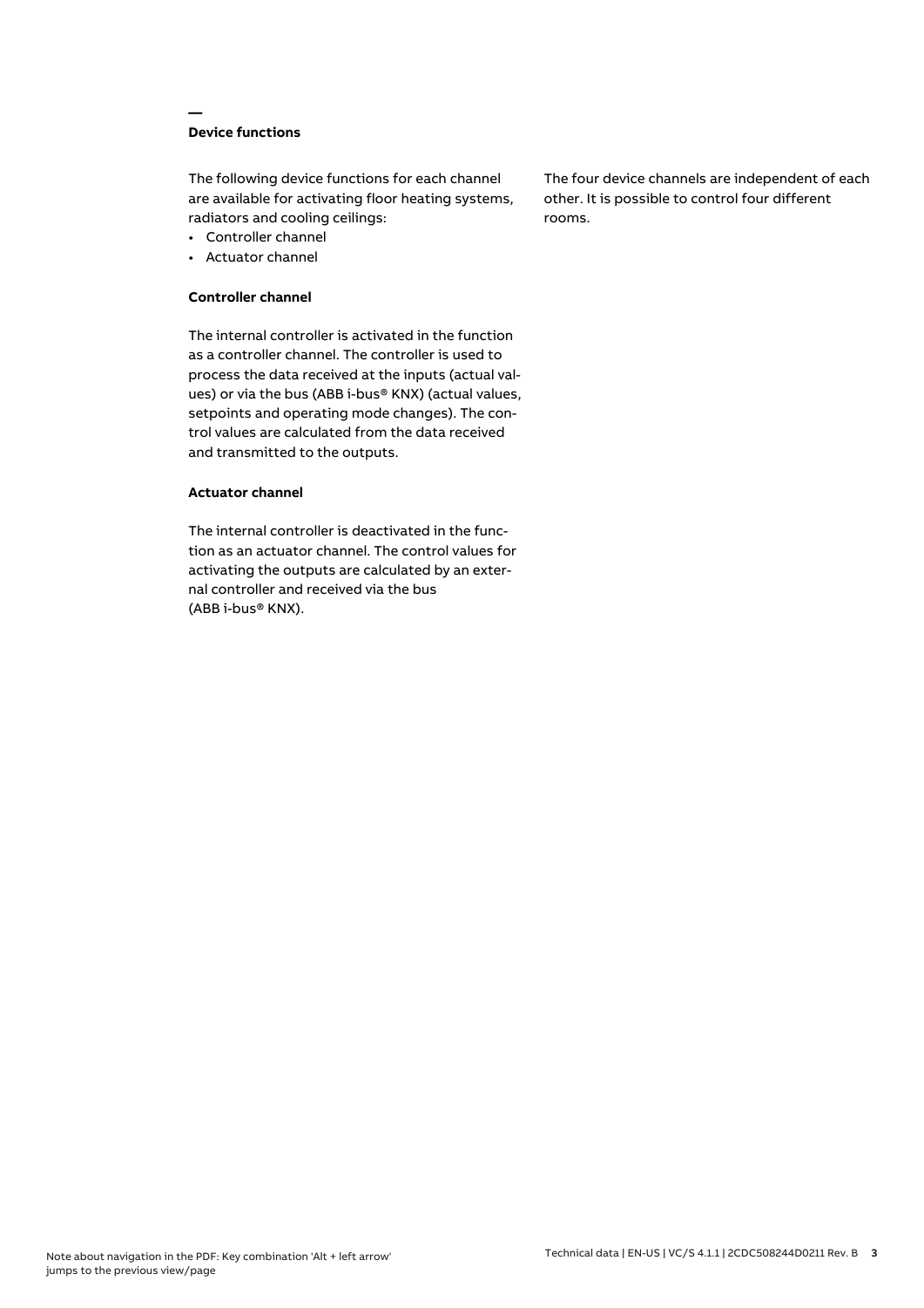## Device functions

The following device functions for each channel are available for activating floor heating systems, radiators and cooling ceilings:

- Controller channel
- Actuator channel

### Controller channel

The internal controller is activated in the function as a controller channel. The controller is used to process the data received at the inputs (actual values) or via the bus (ABB i-bus® KNX) (actual values, setpoints and operating mode changes). The control values are calculated from the data received and transmitted to the outputs.

### Actuator channel

The internal controller is deactivated in the function as an actuator channel. The control values for activating the outputs are calculated by an external controller and received via the bus (ABB i-bus® KNX).

The four device channels are independent of each other. It is possible to control four different rooms.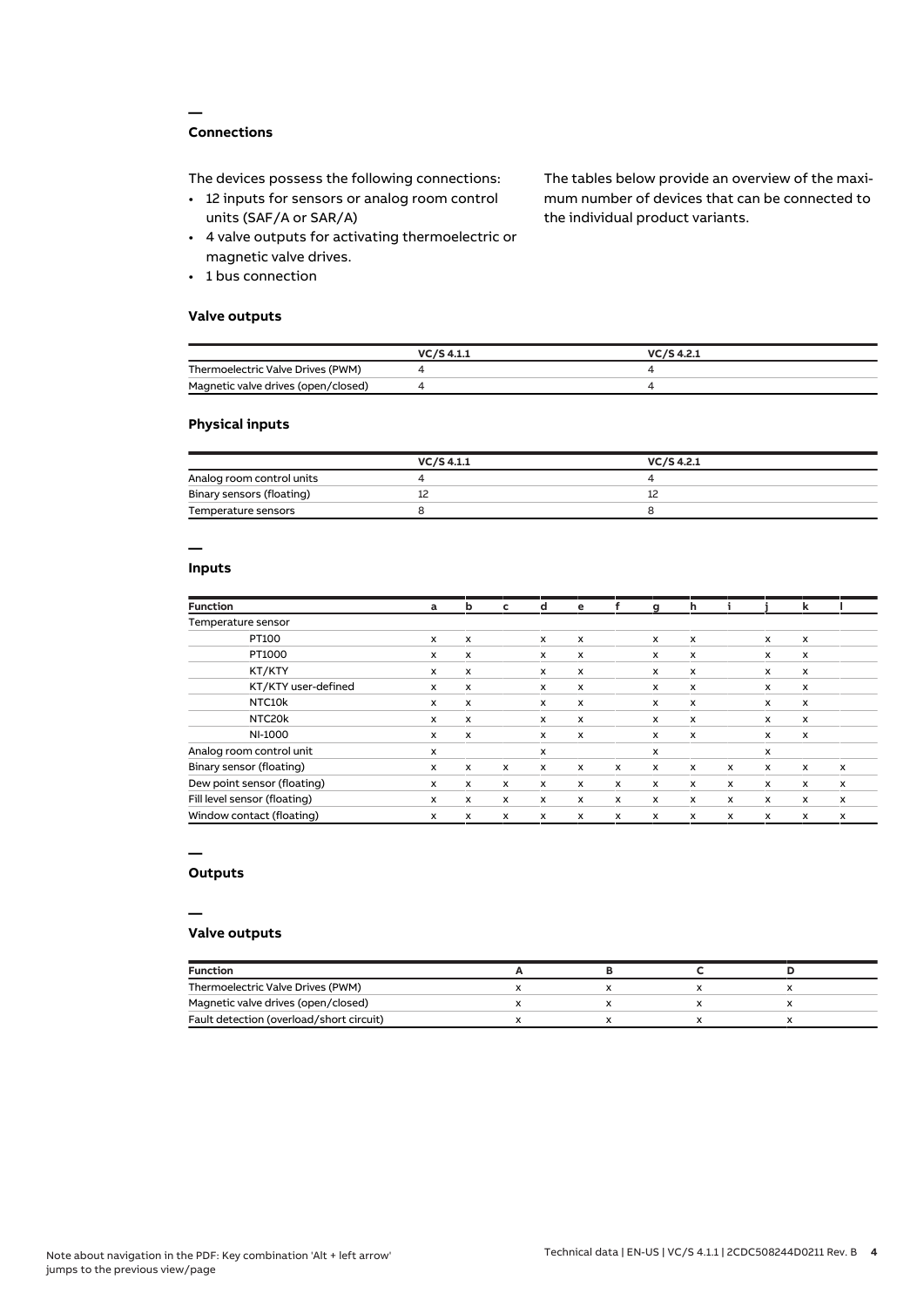## Connections

The devices possess the following connections:

- 12 inputs for sensors or analog room control units (SAF/A or SAR/A)
- 4 valve outputs for activating thermoelectric or magnetic valve drives.
- 1 bus connection

The tables below provide an overview of the maximum number of devices that can be connected to the individual product variants.

### Valve outputs

| | VC/S 4.1.1 | VC/S 4.2.1 |
|---|---|---|
| Thermoelectric Valve Drives (PWM) | 4 | 4 |
| Magnetic valve drives (open/closed) | 4 | 4 |

### Physical inputs

| | VC/S 4.1.1 | VC/S 4.2.1 |
|---|---|---|
| Analog room control units | 4 | 4 |
| Binary sensors (floating) | 12 | 12 |
| Temperature sensors | 8 | 8 |

## Inputs

| Function | a | b | c | d | e | f | g | h | i | j | k | l |
|---|---|---|---|---|---|---|---|---|---|---|---|---|
| Temperature sensor | | | | | | | | | | | | |
| PT100 | x | x | | x | x | | x | x | | x | x | |
| PT1000 | x | x | | x | x | | x | x | | x | x | |
| KT/KTY | x | x | | x | x | | x | x | | x | x | |
| KT/KTY user-defined | x | x | | x | x | | x | x | | x | x | |
| NTC10k | x | x | | x | x | | x | x | | x | x | |
| NTC20k | x | x | | x | x | | x | x | | x | x | |
| NI-1000 | x | x | | x | x | | x | x | | x | x | |
| Analog room control unit | x | | | x | | | x | | | x | | |
| Binary sensor (floating) | x | x | x | x | x | x | x | x | x | x | x | x |
| Dew point sensor (floating) | x | x | x | x | x | x | x | x | x | x | x | x |
| Fill level sensor (floating) | x | x | x | x | x | x | x | x | x | x | x | x |
| Window contact (floating) | x | x | x | x | x | x | x | x | x | x | x | x |

## Outputs

## Valve outputs

| Function | A | B | C | D |
|---|---|---|---|---|
| Thermoelectric Valve Drives (PWM) | x | x | x | x |
| Magnetic valve drives (open/closed) | x | x | x | x |
| Fault detection (overload/short circuit) | x | x | x | x |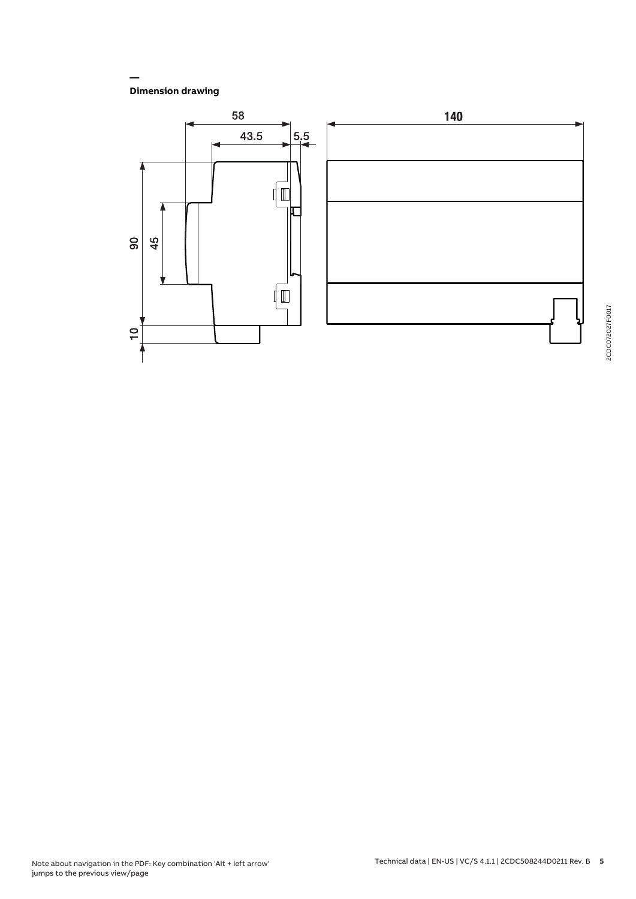## Dimension drawing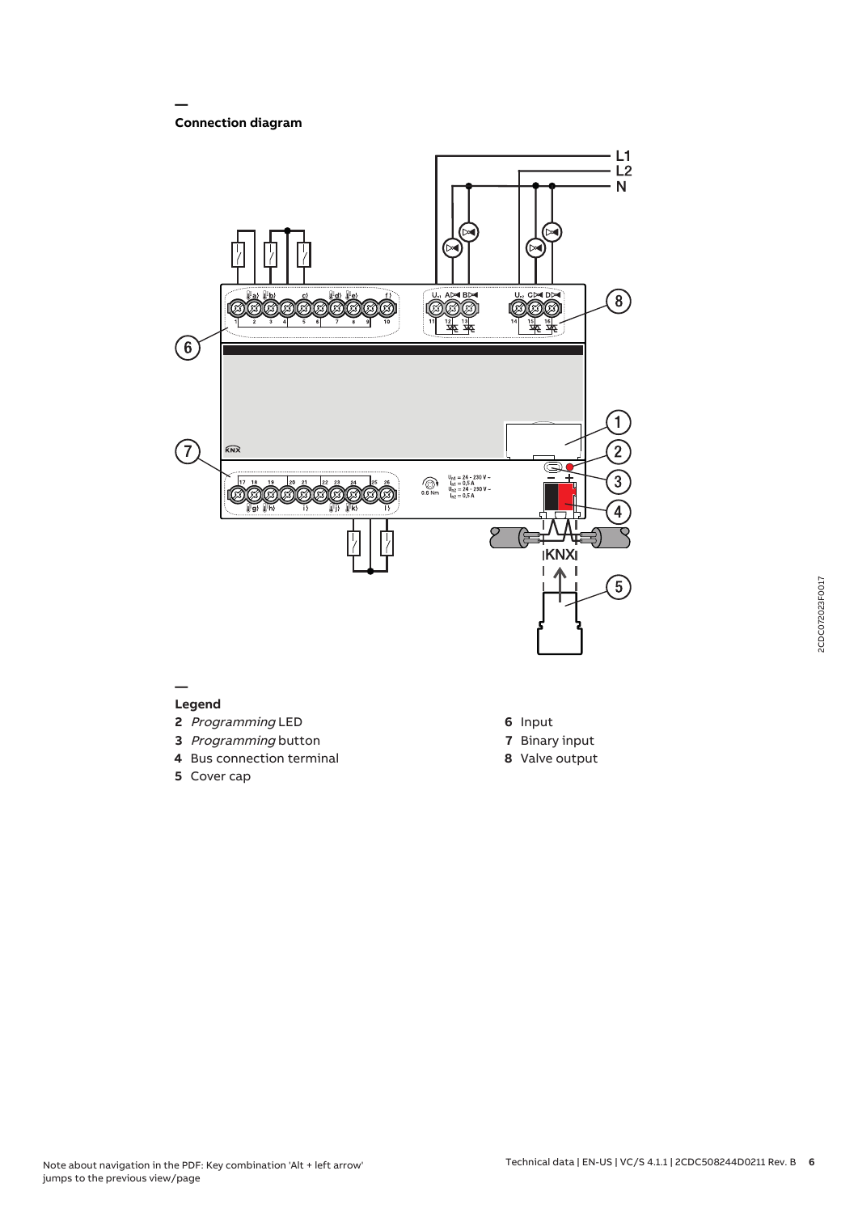## Connection diagram

## Legend

**2** *Programming* LED

**3** *Programming* button

**4** Bus connection terminal

**5** Cover cap

**6** Input

**7** Binary input

**8** Valve output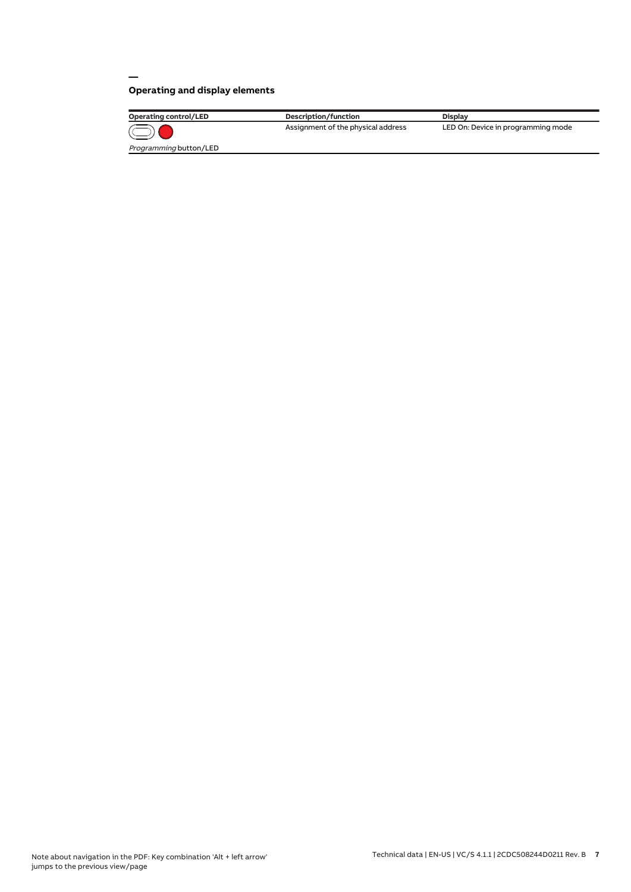## Operating and display elements

| Operating control/LED | Description/function | Display |
| --- | --- | --- |
| *Programming* button/LED | Assignment of the physical address | LED On: Device in programming mode |

Note about navigation in the PDF: Key combination 'Alt + left arrow' jumps to the previous view/page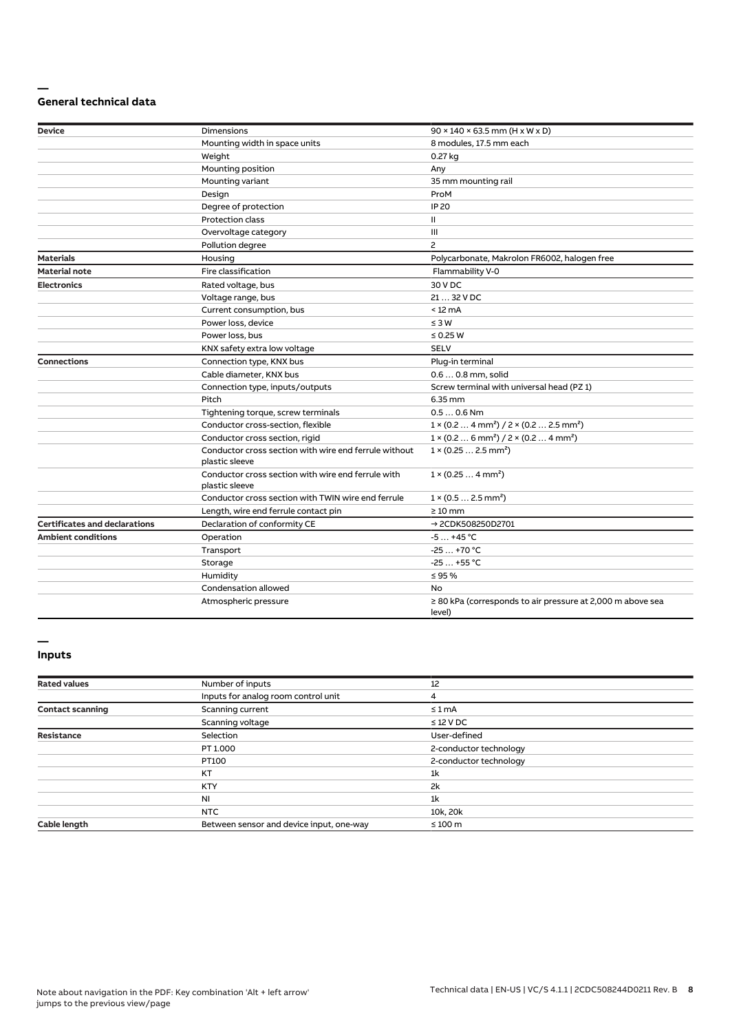## General technical data

| | | |
|---|---|---|
| **Device** | Dimensions | 90 × 140 × 63.5 mm (H x W x D) |
| | Mounting width in space units | 8 modules, 17.5 mm each |
| | Weight | 0.27 kg |
| | Mounting position | Any |
| | Mounting variant | 35 mm mounting rail |
| | Design | ProM |
| | Degree of protection | IP 20 |
| | Protection class | II |
| | Overvoltage category | III |
| | Pollution degree | 2 |
| **Materials** | Housing | Polycarbonate, Makrolon FR6002, halogen free |
| **Material note** | Fire classification | Flammability V-0 |
| **Electronics** | Rated voltage, bus | 30 V DC |
| | Voltage range, bus | 21 … 32 V DC |
| | Current consumption, bus | < 12 mA |
| | Power loss, device | ≤ 3 W |
| | Power loss, bus | ≤ 0.25 W |
| | KNX safety extra low voltage | SELV |
| **Connections** | Connection type, KNX bus | Plug-in terminal |
| | Cable diameter, KNX bus | 0.6 … 0.8 mm, solid |
| | Connection type, inputs/outputs | Screw terminal with universal head (PZ 1) |
| | Pitch | 6.35 mm |
| | Tightening torque, screw terminals | 0.5 … 0.6 Nm |
| | Conductor cross-section, flexible | 1 × (0.2 … 4 mm²) / 2 × (0.2 … 2.5 mm²) |
| | Conductor cross section, rigid | 1 × (0.2 … 6 mm²) / 2 × (0.2 … 4 mm²) |
| | Conductor cross section with wire end ferrule without plastic sleeve | 1 × (0.25 … 2.5 mm²) |
| | Conductor cross section with wire end ferrule with plastic sleeve | 1 × (0.25 … 4 mm²) |
| | Conductor cross section with TWIN wire end ferrule | 1 × (0.5 … 2.5 mm²) |
| | Length, wire end ferrule contact pin | ≥ 10 mm |
| **Certificates and declarations** | Declaration of conformity CE | → 2CDK508250D2701 |
| **Ambient conditions** | Operation | -5 … +45 °C |
| | Transport | -25 … +70 °C |
| | Storage | -25 … +55 °C |
| | Humidity | ≤ 95 % |
| | Condensation allowed | No |
| | Atmospheric pressure | ≥ 80 kPa (corresponds to air pressure at 2,000 m above sea level) |

## Inputs

| | | |
|---|---|---|
| **Rated values** | Number of inputs | 12 |
| | Inputs for analog room control unit | 4 |
| **Contact scanning** | Scanning current | ≤ 1 mA |
| | Scanning voltage | ≤ 12 V DC |
| **Resistance** | Selection | User-defined |
| | PT 1.000 | 2-conductor technology |
| | PT100 | 2-conductor technology |
| | KT | 1k |
| | KTY | 2k |
| | NI | 1k |
| | NTC | 10k, 20k |
| **Cable length** | Between sensor and device input, one-way | ≤ 100 m |

Note about navigation in the PDF: Key combination 'Alt + left arrow' jumps to the previous view/page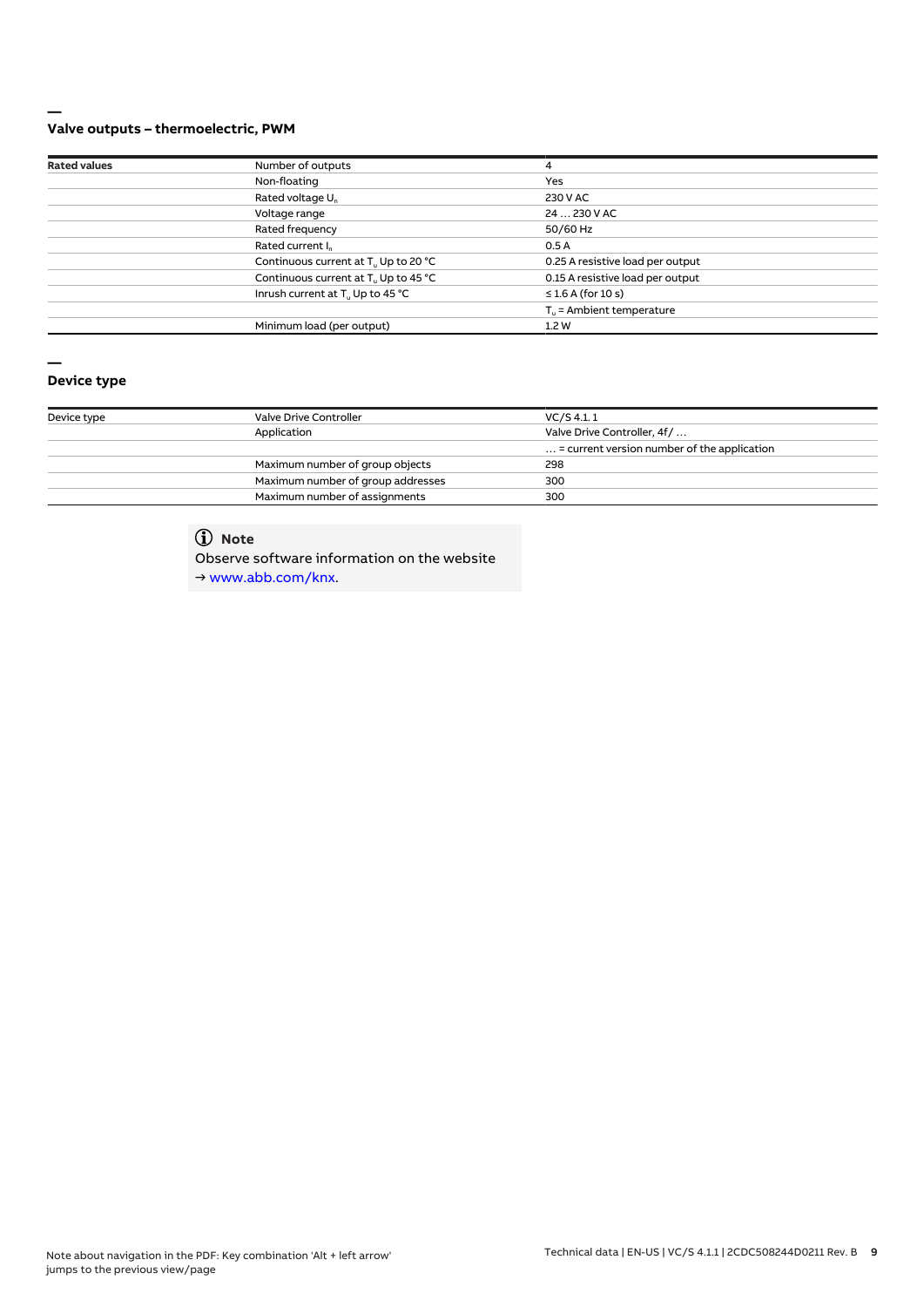## Valve outputs – thermoelectric, PWM

| | | |
|---|---|---|
| **Rated values** | Number of outputs | 4 |
| | Non-floating | Yes |
| | Rated voltage $U_n$ | 230 V AC |
| | Voltage range | 24 … 230 V AC |
| | Rated frequency | 50/60 Hz |
| | Rated current $I_n$ | 0.5 A |
| | Continuous current at $T_u$ Up to 20 °C | 0.25 A resistive load per output |
| | Continuous current at $T_u$ Up to 45 °C | 0.15 A resistive load per output |
| | Inrush current at $T_u$ Up to 45 °C | ≤ 1.6 A (for 10 s) |
| | | $T_u$ = Ambient temperature |
| | Minimum load (per output) | 1.2 W |

## Device type

| | | |
|---|---|---|
| Device type | Valve Drive Controller | VC/S 4.1.1 |
| | Application | Valve Drive Controller, 4f/ … |
| | | … = current version number of the application |
| | Maximum number of group objects | 298 |
| | Maximum number of group addresses | 300 |
| | Maximum number of assignments | 300 |

> **Note**
> Observe software information on the website
> → www.abb.com/knx.

Note about navigation in the PDF: Key combination 'Alt + left arrow' jumps to the previous view/page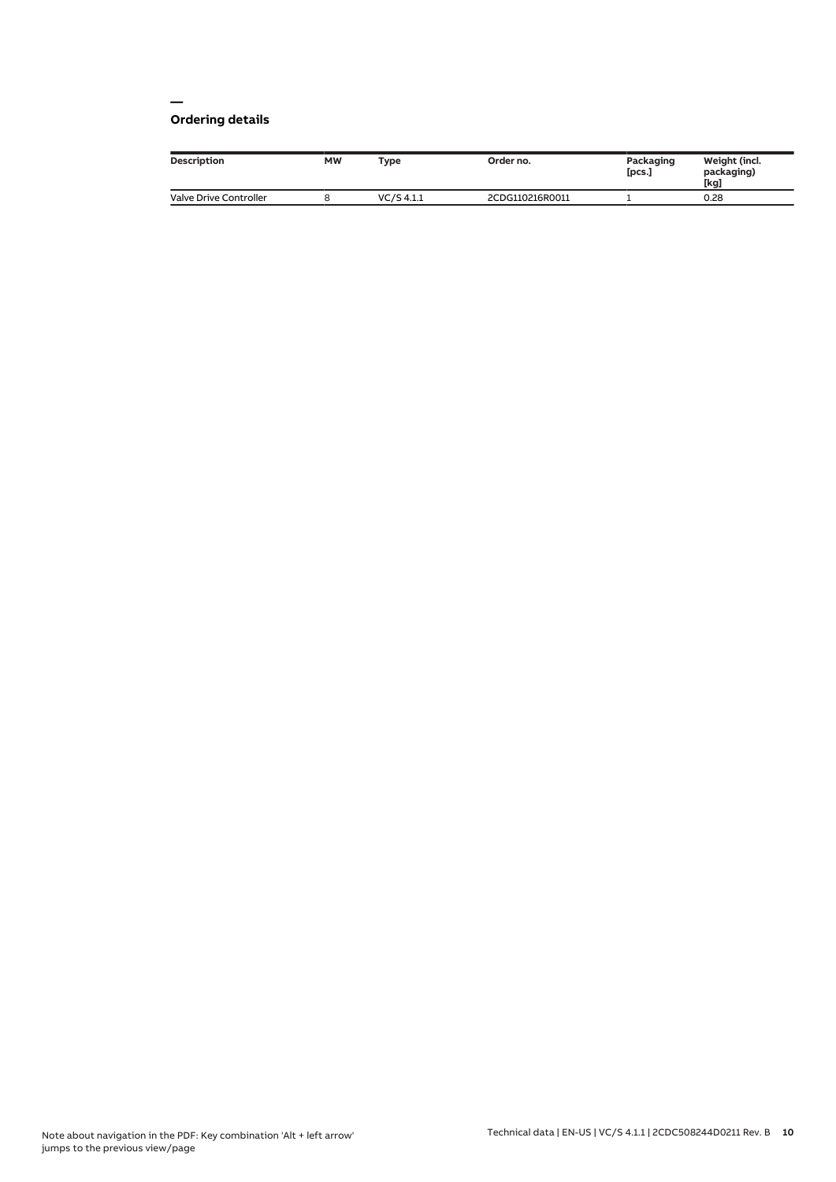## Ordering details

| Description | MW | Type | Order no. | Packaging [pcs.] | Weight (incl. packaging) [kg] |
| --- | --- | --- | --- | --- | --- |
| Valve Drive Controller | 8 | VC/S 4.1.1 | 2CDG110216R0011 | 1 | 0.28 |

Note about navigation in the PDF: Key combination 'Alt + left arrow' jumps to the previous view/page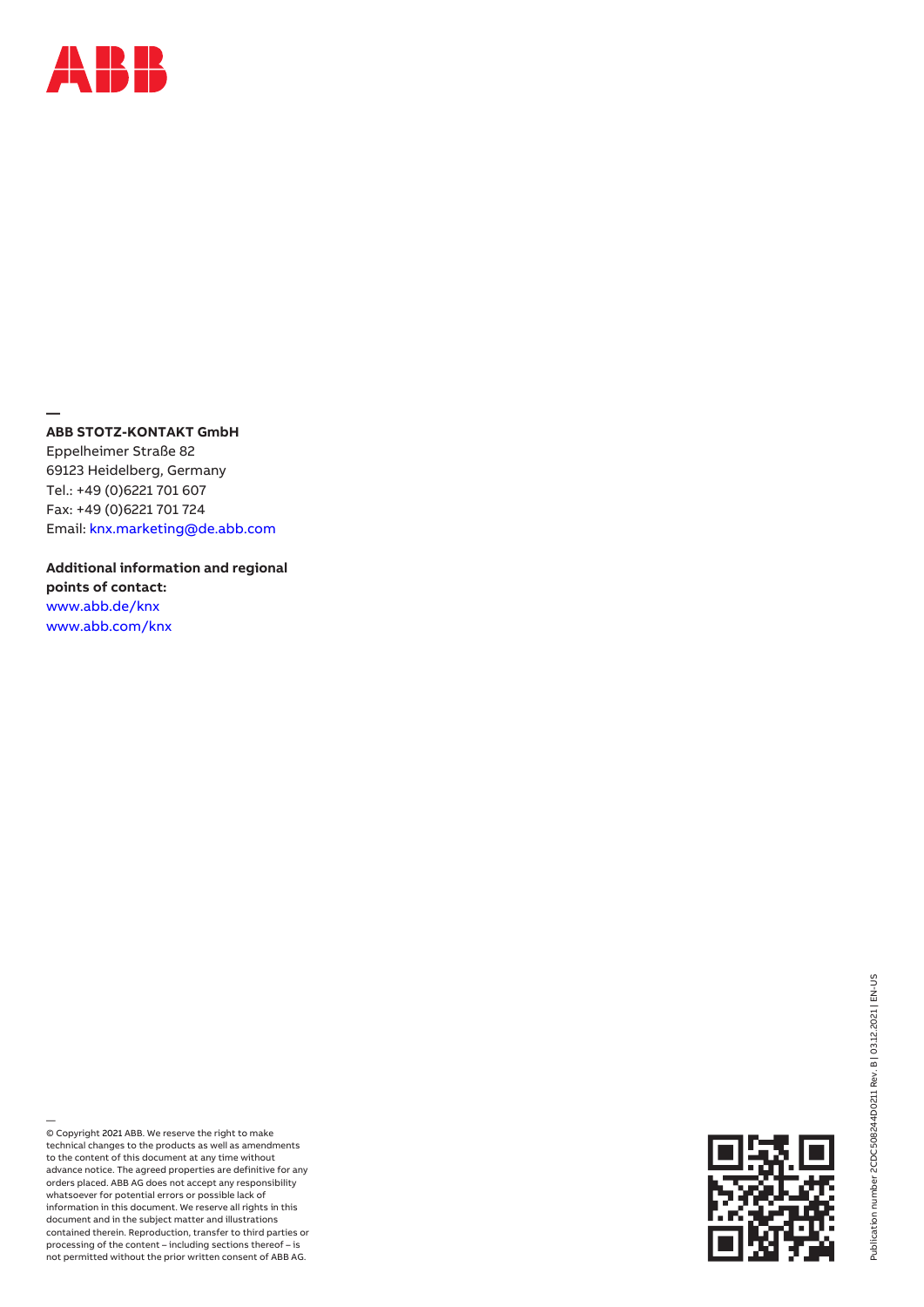—

**ABB STOTZ-KONTAKT GmbH**
Eppelheimer Straße 82
69123 Heidelberg, Germany
Tel.: +49 (0)6221 701 607
Fax: +49 (0)6221 701 724
Email: knx.marketing@de.abb.com

**Additional information and regional points of contact:**
www.abb.de/knx
www.abb.com/knx

—
© Copyright 2021 ABB. We reserve the right to make technical changes to the products as well as amendments to the content of this document at any time without advance notice. The agreed properties are definitive for any orders placed. ABB AG does not accept any responsibility whatsoever for potential errors or possible lack of information in this document. We reserve all rights in this document and in the subject matter and illustrations contained therein. Reproduction, transfer to third parties or processing of the content – including sections thereof – is not permitted without the prior written consent of ABB AG.

Publication number 2CDC508244D0211 Rev. B | 03.12.2021 | EN-US